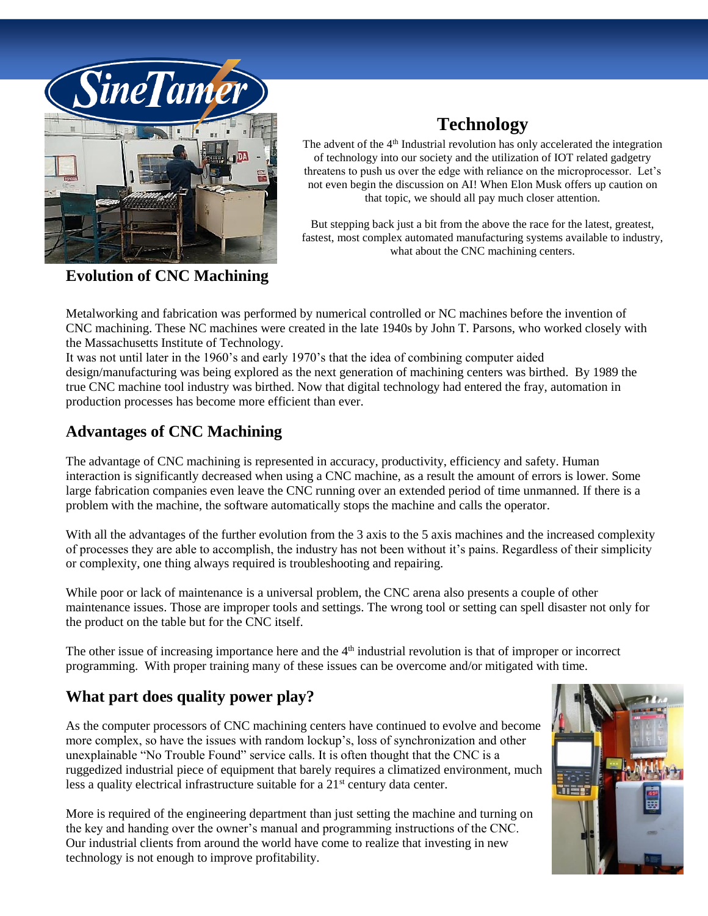SineTamer

## Technology

The advent of the 4th Industrial revolution has only accelerated the integration of technology into our society and the utilization of IOT related gadgetry threatens to push us over the edge with reliance on the microprocessor. Let's not even begin the discussion on AI! When Elon Musk offers up caution on that topic, we should all pay much closer attention.

But stepping back just a bit from the above the race for the latest, greatest, fastest, most complex automated manufacturing systems available to industry, what about the CNC machining centers.

## Evolution of CNC Machining

Metalworking and fabrication was performed by numerical controlled or NC machines before the invention of CNC machining. These NC machines were created in the late 1940s by John T. Parsons, who worked closely with the Massachusetts Institute of Technology.
It was not until later in the 1960's and early 1970's that the idea of combining computer aided design/manufacturing was being explored as the next generation of machining centers was birthed. By 1989 the true CNC machine tool industry was birthed. Now that digital technology had entered the fray, automation in production processes has become more efficient than ever.

## Advantages of CNC Machining

The advantage of CNC machining is represented in accuracy, productivity, efficiency and safety. Human interaction is significantly decreased when using a CNC machine, as a result the amount of errors is lower. Some large fabrication companies even leave the CNC running over an extended period of time unmanned. If there is a problem with the machine, the software automatically stops the machine and calls the operator.

With all the advantages of the further evolution from the 3 axis to the 5 axis machines and the increased complexity of processes they are able to accomplish, the industry has not been without it's pains. Regardless of their simplicity or complexity, one thing always required is troubleshooting and repairing.

While poor or lack of maintenance is a universal problem, the CNC arena also presents a couple of other maintenance issues. Those are improper tools and settings. The wrong tool or setting can spell disaster not only for the product on the table but for the CNC itself.

The other issue of increasing importance here and the 4th industrial revolution is that of improper or incorrect programming. With proper training many of these issues can be overcome and/or mitigated with time.

## What part does quality power play?

As the computer processors of CNC machining centers have continued to evolve and become more complex, so have the issues with random lockup's, loss of synchronization and other unexplainable "No Trouble Found" service calls. It is often thought that the CNC is a ruggedized industrial piece of equipment that barely requires a climatized environment, much less a quality electrical infrastructure suitable for a 21st century data center.

More is required of the engineering department than just setting the machine and turning on the key and handing over the owner's manual and programming instructions of the CNC. Our industrial clients from around the world have come to realize that investing in new technology is not enough to improve profitability.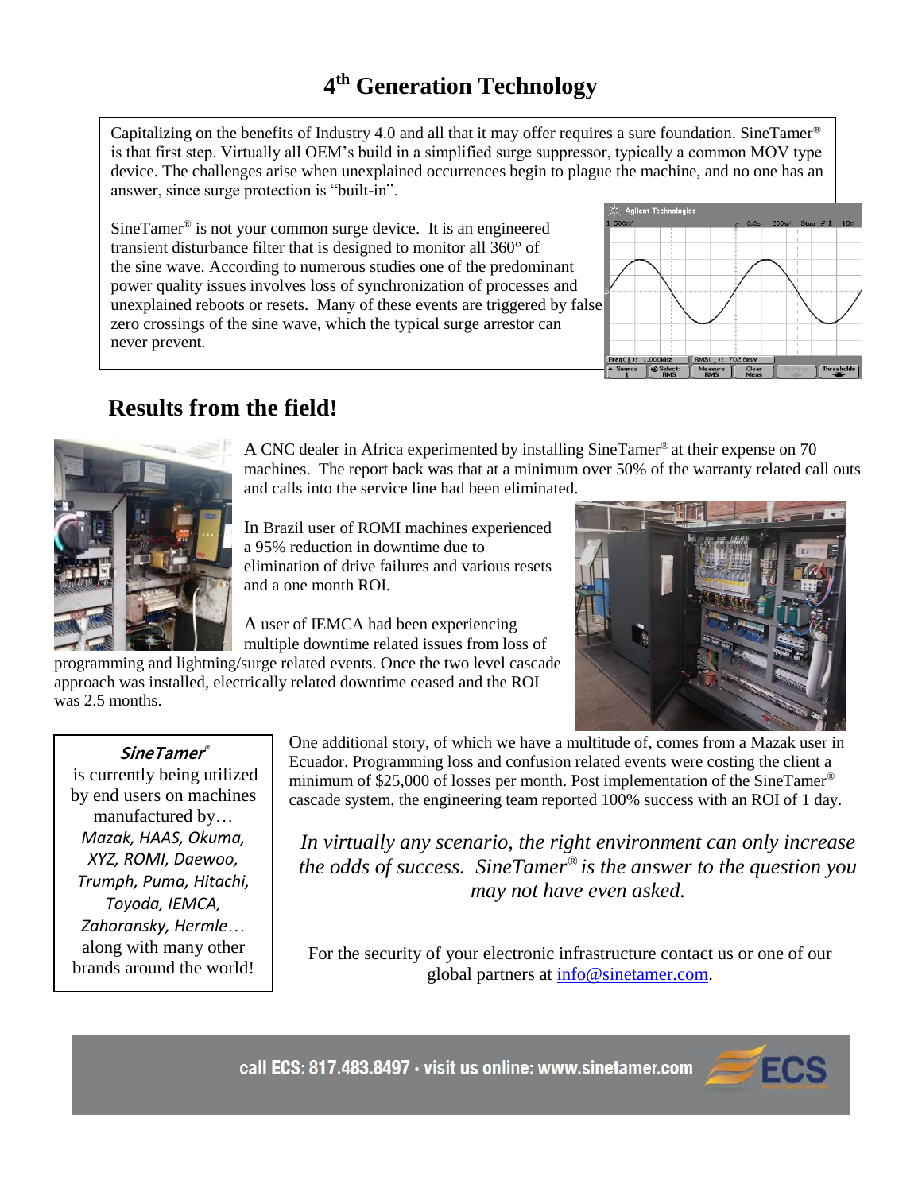# 4th Generation Technology

Capitalizing on the benefits of Industry 4.0 and all that it may offer requires a sure foundation. SineTamer® is that first step. Virtually all OEM's build in a simplified surge suppressor, typically a common MOV type device. The challenges arise when unexplained occurrences begin to plague the machine, and no one has an answer, since surge protection is "built-in".

SineTamer® is not your common surge device. It is an engineered transient disturbance filter that is designed to monitor all 360° of the sine wave. According to numerous studies one of the predominant power quality issues involves loss of synchronization of processes and unexplained reboots or resets. Many of these events are triggered by false zero crossings of the sine wave, which the typical surge arrestor can never prevent.

## Results from the field!

A CNC dealer in Africa experimented by installing SineTamer® at their expense on 70 machines. The report back was that at a minimum over 50% of the warranty related call outs and calls into the service line had been eliminated.

In Brazil user of ROMI machines experienced a 95% reduction in downtime due to elimination of drive failures and various resets and a one month ROI.

A user of IEMCA had been experiencing multiple downtime related issues from loss of programming and lightning/surge related events. Once the two level cascade approach was installed, electrically related downtime ceased and the ROI was 2.5 months.

***SineTamer®*** is currently being utilized by end users on machines manufactured by… *Mazak, HAAS, Okuma, XYZ, ROMI, Daewoo, Trumph, Puma, Hitachi, Toyoda, IEMCA, Zahoransky, Hermle*… along with many other brands around the world!

One additional story, of which we have a multitude of, comes from a Mazak user in Ecuador. Programming loss and confusion related events were costing the client a minimum of $25,000 of losses per month. Post implementation of the SineTamer® cascade system, the engineering team reported 100% success with an ROI of 1 day.

*In virtually any scenario, the right environment can only increase the odds of success. SineTamer® is the answer to the question you may not have even asked.*

For the security of your electronic infrastructure contact us or one of our global partners at info@sinetamer.com.

call **ECS: 817.483.8497** · visit us online: www.sinetamer.com